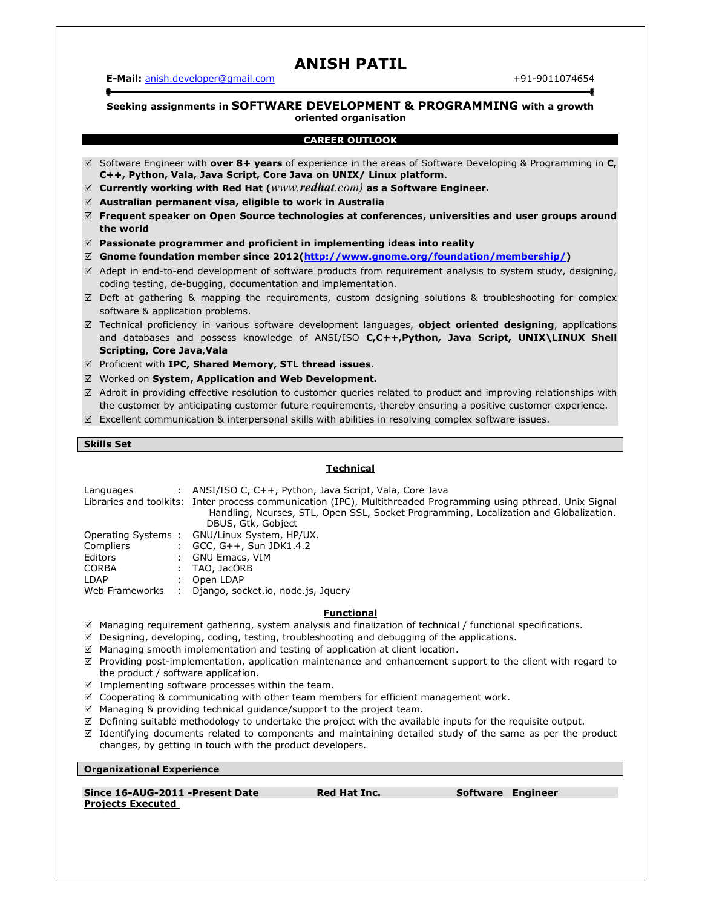# ANISH PATIL

**E-Mail:** anish.developer@gmail.com +91-9011074654

**Seeking assignments in SOFTWARE DEVELOPMENT & PROGRAMMING with a growth oriented organisation**

## CAREER OUTLOOK

- ☑ Software Engineer with **over 8+ years** of experience in the areas of Software Developing & Programming in **C, C++, Python, Vala, Java Script, Core Java on UNIX/ Linux platform**.
- ☑ **Currently working with Red Hat (***www.redhat.com)* **as a Software Engineer.**
- ☑ **Australian permanent visa, eligible to work in Australia**
- ☑ **Frequent speaker on Open Source technologies at conferences, universities and user groups around the world**
- ☑ **Passionate programmer and proficient in implementing ideas into reality**
- ☑ **Gnome foundation member since 2012(http://www.gnome.org/foundation/membership/)**
- ☑ Adept in end-to-end development of software products from requirement analysis to system study, designing, coding testing, de-bugging, documentation and implementation.
- ☑ Deft at gathering & mapping the requirements, custom designing solutions & troubleshooting for complex software & application problems.
- ☑ Technical proficiency in various software development languages, **object oriented designing**, applications and databases and possess knowledge of ANSI/ISO **C,C++,Python, Java Script, UNIX\LINUX Shell Scripting, Core Java**,**Vala**
- ☑ Proficient with **IPC, Shared Memory, STL thread issues.**
- ☑ Worked on **System, Application and Web Development.**
- ☑ Adroit in providing effective resolution to customer queries related to product and improving relationships with the customer by anticipating customer future requirements, thereby ensuring a positive customer experience.
- ☑ Excellent communication & interpersonal skills with abilities in resolving complex software issues.

## Skills Set

### Technical

| | | |
|---|---|---|
| Languages | : | ANSI/ISO C, C++, Python, Java Script, Vala, Core Java |
| Libraries and toolkits | : | Inter process communication (IPC), Multithreaded Programming using pthread, Unix Signal Handling, Ncurses, STL, Open SSL, Socket Programming, Localization and Globalization. DBUS, Gtk, Gobject |
| Operating Systems | : | GNU/Linux System, HP/UX. |
| Compliers | : | GCC, G++, Sun JDK1.4.2 |
| Editors | : | GNU Emacs, VIM |
| CORBA | : | TAO, JacORB |
| LDAP | : | Open LDAP |
| Web Frameworks | : | Django, socket.io, node.js, Jquery |

### Functional

- ☑ Managing requirement gathering, system analysis and finalization of technical / functional specifications.
- ☑ Designing, developing, coding, testing, troubleshooting and debugging of the applications.
- ☑ Managing smooth implementation and testing of application at client location.
- ☑ Providing post-implementation, application maintenance and enhancement support to the client with regard to the product / software application.
- ☑ Implementing software processes within the team.
- ☑ Cooperating & communicating with other team members for efficient management work.
- ☑ Managing & providing technical guidance/support to the project team.
- ☑ Defining suitable methodology to undertake the project with the available inputs for the requisite output.
- ☑ Identifying documents related to components and maintaining detailed study of the same as per the product changes, by getting in touch with the product developers.

## Organizational Experience

**Since 16-AUG-2011 -Present Date** **Red Hat Inc.** **Software Engineer**

**Projects Executed**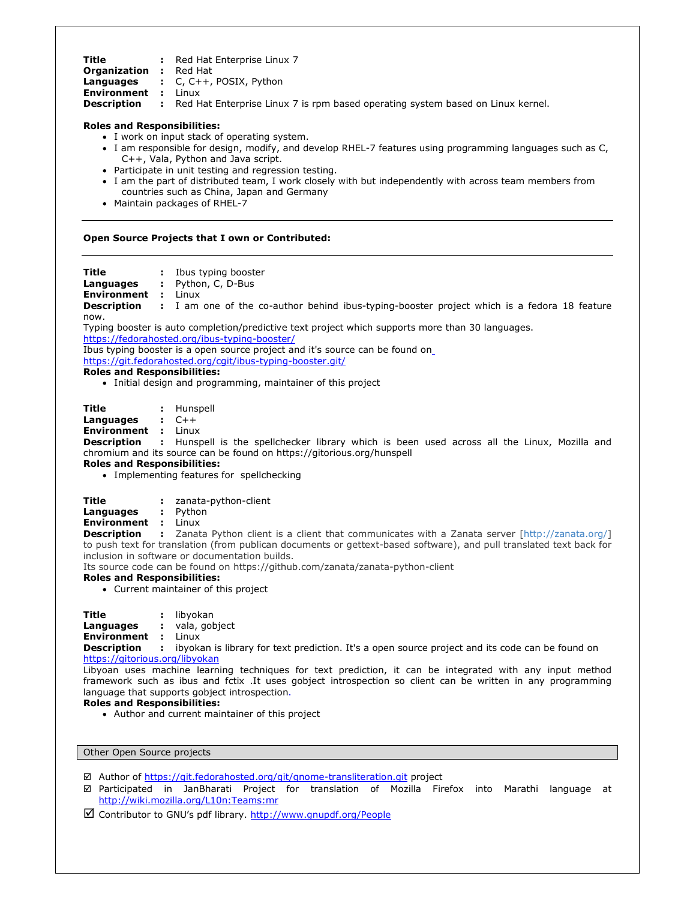**Title** : Red Hat Enterprise Linux 7
**Organization** : Red Hat
**Languages** : C, C++, POSIX, Python
**Environment** : Linux
**Description** : Red Hat Enterprise Linux 7 is rpm based operating system based on Linux kernel.

**Roles and Responsibilities:**

- I work on input stack of operating system.
- I am responsible for design, modify, and develop RHEL-7 features using programming languages such as C, C++, Vala, Python and Java script.
- Participate in unit testing and regression testing.
- I am the part of distributed team, I work closely with but independently with across team members from countries such as China, Japan and Germany
- Maintain packages of RHEL-7

---

**Open Source Projects that I own or Contributed:**

---

**Title** : Ibus typing booster
**Languages** : Python, C, D-Bus
**Environment** : Linux
**Description** : I am one of the co-author behind ibus-typing-booster project which is a fedora 18 feature now.
Typing booster is auto completion/predictive text project which supports more than 30 languages.
https://fedorahosted.org/ibus-typing-booster/
Ibus typing booster is a open source project and it's source can be found on
https://git.fedorahosted.org/cgit/ibus-typing-booster.git/
**Roles and Responsibilities:**

- Initial design and programming, maintainer of this project

**Title** : Hunspell
**Languages** : C++
**Environment** : Linux
**Description** : Hunspell is the spellchecker library which is been used across all the Linux, Mozilla and chromium and its source can be found on https://gitorious.org/hunspell
**Roles and Responsibilities:**

- Implementing features for spellchecking

**Title** : zanata-python-client
**Languages** : Python
**Environment** : Linux
**Description** : Zanata Python client is a client that communicates with a Zanata server [http://zanata.org/] to push text for translation (from publican documents or gettext-based software), and pull translated text back for inclusion in software or documentation builds.
Its source code can be found on https://github.com/zanata/zanata-python-client
**Roles and Responsibilities:**

- Current maintainer of this project

**Title** : libyokan
**Languages** : vala, gobject
**Environment** : Linux
**Description** : ibyokan is library for text prediction. It's a open source project and its code can be found on https://gitorious.org/libyokan
Libyoan uses machine learning techniques for text prediction, it can be integrated with any input method framework such as ibus and fctix .It uses gobject introspection so client can be written in any programming language that supports gobject introspection.
**Roles and Responsibilities:**

- Author and current maintainer of this project

**Other Open Source projects**

- ☑ Author of https://git.fedorahosted.org/git/gnome-transliteration.git project
- ☑ Participated in JanBharati Project for translation of Mozilla Firefox into Marathi language at http://wiki.mozilla.org/L10n:Teams:mr
- ☑ Contributor to GNU's pdf library. http://www.gnupdf.org/People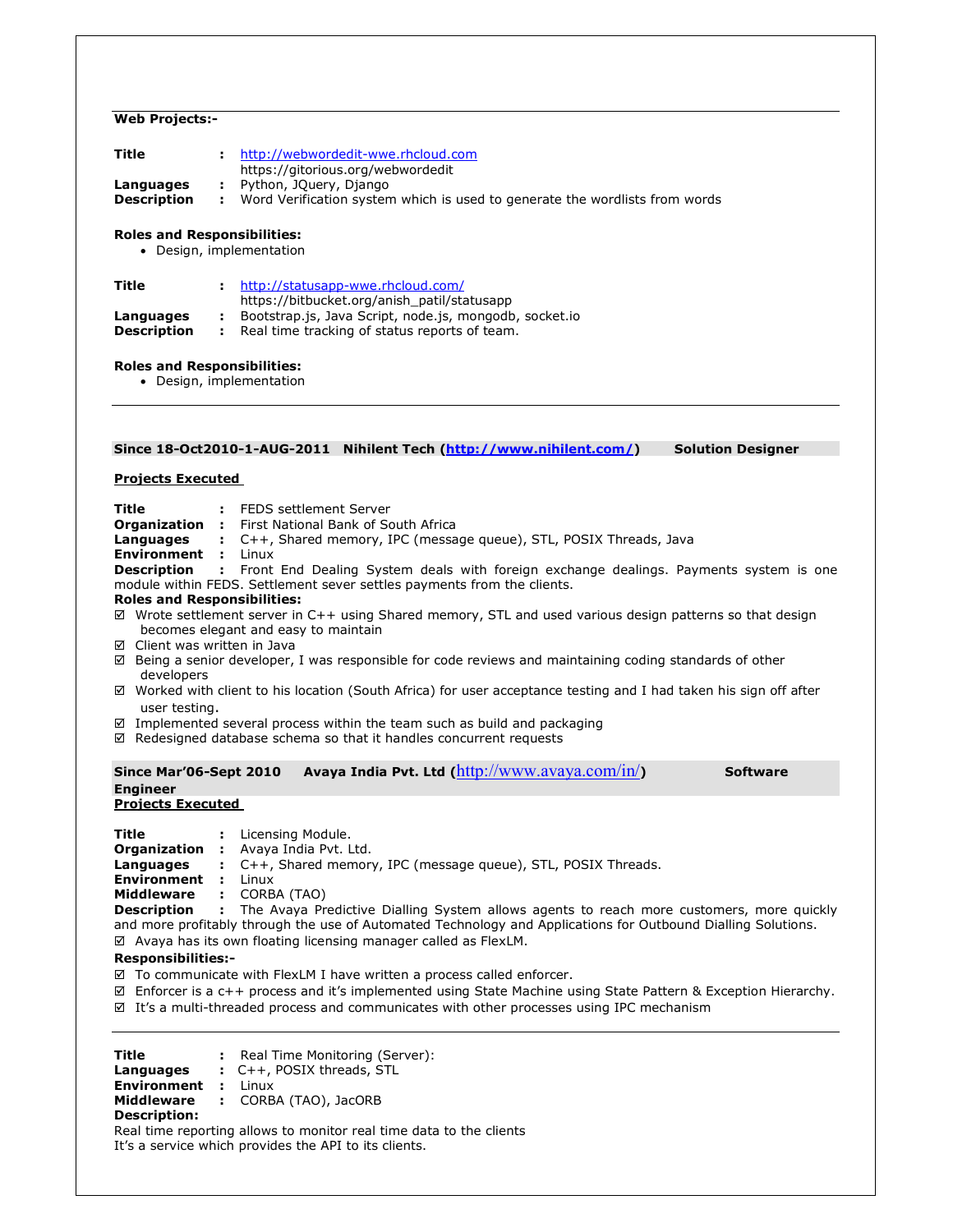**Web Projects:-**

**Title** : http://webwordedit-wwe.rhcloud.com
https://gitorious.org/webwordedit
**Languages** : Python, JQuery, Django
**Description** : Word Verification system which is used to generate the wordlists from words

**Roles and Responsibilities:**

- Design, implementation

**Title** : http://statusapp-wwe.rhcloud.com/
https://bitbucket.org/anish_patil/statusapp
**Languages** : Bootstrap.js, Java Script, node.js, mongodb, socket.io
**Description** : Real time tracking of status reports of team.

**Roles and Responsibilities:**

- Design, implementation

---

**Since 18-Oct2010-1-AUG-2011 Nihilent Tech (http://www.nihilent.com/) Solution Designer**

**Projects Executed**

**Title** : FEDS settlement Server
**Organization** : First National Bank of South Africa
**Languages** : C++, Shared memory, IPC (message queue), STL, POSIX Threads, Java
**Environment** : Linux
**Description** : Front End Dealing System deals with foreign exchange dealings. Payments system is one module within FEDS. Settlement sever settles payments from the clients.

**Roles and Responsibilities:**

- ☑ Wrote settlement server in C++ using Shared memory, STL and used various design patterns so that design becomes elegant and easy to maintain
- ☑ Client was written in Java
- ☑ Being a senior developer, I was responsible for code reviews and maintaining coding standards of other developers
- ☑ Worked with client to his location (South Africa) for user acceptance testing and I had taken his sign off after user testing.
- ☑ Implemented several process within the team such as build and packaging
- ☑ Redesigned database schema so that it handles concurrent requests

**Since Mar'06-Sept 2010 Avaya India Pvt. Ltd (http://www.avaya.com/in/) Software Engineer**

**Projects Executed**

**Title** : Licensing Module.
**Organization** : Avaya India Pvt. Ltd.
**Languages** : C++, Shared memory, IPC (message queue), STL, POSIX Threads.
**Environment** : Linux
**Middleware** : CORBA (TAO)
**Description** : The Avaya Predictive Dialling System allows agents to reach more customers, more quickly and more profitably through the use of Automated Technology and Applications for Outbound Dialling Solutions.

- ☑ Avaya has its own floating licensing manager called as FlexLM.

**Responsibilities:-**

- ☑ To communicate with FlexLM I have written a process called enforcer.
- ☑ Enforcer is a c++ process and it's implemented using State Machine using State Pattern & Exception Hierarchy.
- ☑ It's a multi-threaded process and communicates with other processes using IPC mechanism

---

**Title** : Real Time Monitoring (Server):
**Languages** : C++, POSIX threads, STL
**Environment** : Linux
**Middleware** : CORBA (TAO), JacORB
**Description:**
Real time reporting allows to monitor real time data to the clients
It's a service which provides the API to its clients.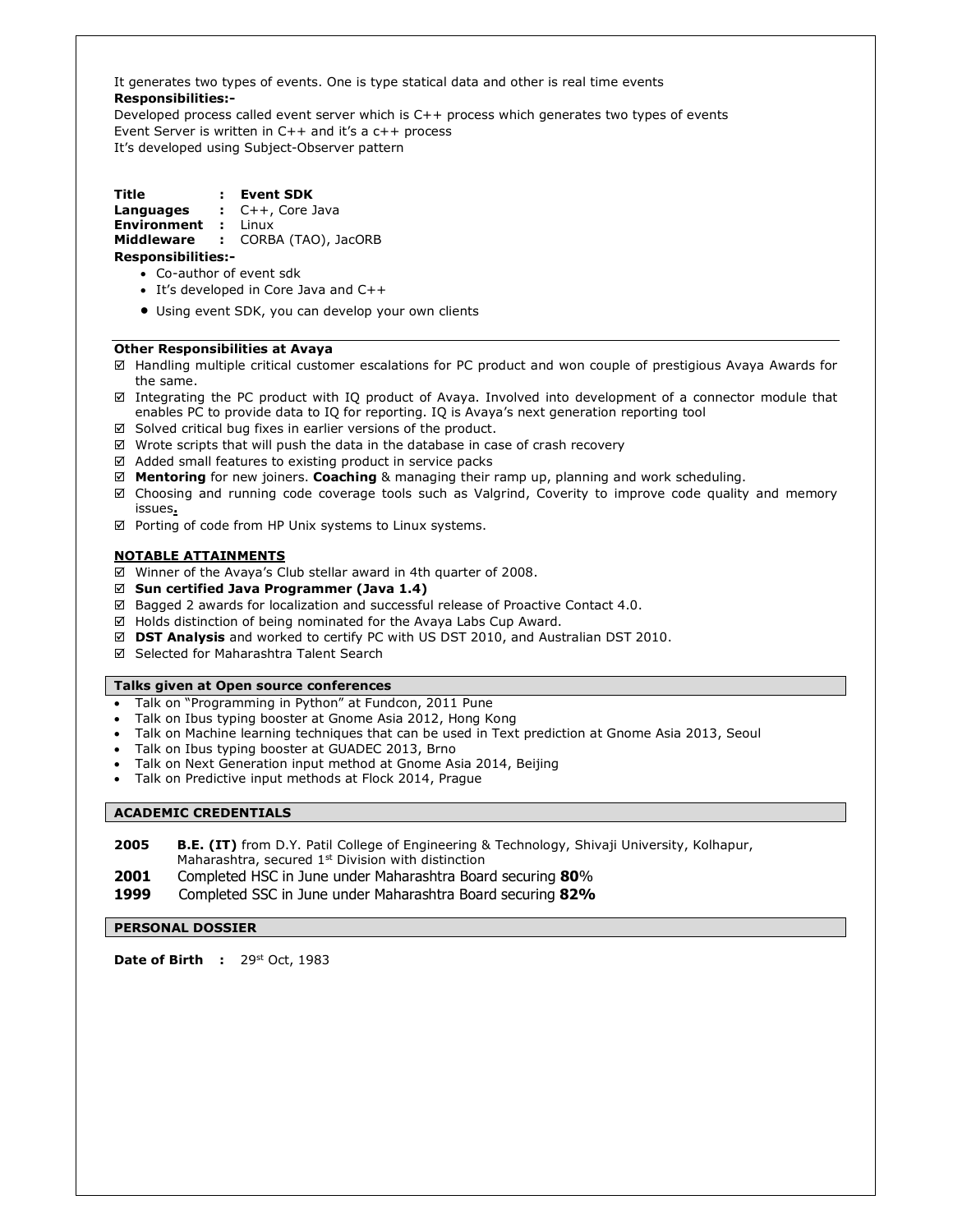It generates two types of events. One is type statical data and other is real time events

**Responsibilities:-**

Developed process called event server which is C++ process which generates two types of events
Event Server is written in C++ and it's a c++ process
It's developed using Subject-Observer pattern

**Title** : **Event SDK**
**Languages** : C++, Core Java
**Environment** : Linux
**Middleware** : CORBA (TAO), JacORB

**Responsibilities:-**

- Co-author of event sdk
- It's developed in Core Java and C++
- Using event SDK, you can develop your own clients

**Other Responsibilities at Avaya**

- ☑ Handling multiple critical customer escalations for PC product and won couple of prestigious Avaya Awards for the same.
- ☑ Integrating the PC product with IQ product of Avaya. Involved into development of a connector module that enables PC to provide data to IQ for reporting. IQ is Avaya's next generation reporting tool
- ☑ Solved critical bug fixes in earlier versions of the product.
- ☑ Wrote scripts that will push the data in the database in case of crash recovery
- ☑ Added small features to existing product in service packs
- ☑ **Mentoring** for new joiners. **Coaching** & managing their ramp up, planning and work scheduling.
- ☑ Choosing and running code coverage tools such as Valgrind, Coverity to improve code quality and memory issues.
- ☑ Porting of code from HP Unix systems to Linux systems.

## NOTABLE ATTAINMENTS

- ☑ Winner of the Avaya's Club stellar award in 4th quarter of 2008.
- ☑ **Sun certified Java Programmer (Java 1.4)**
- ☑ Bagged 2 awards for localization and successful release of Proactive Contact 4.0.
- ☑ Holds distinction of being nominated for the Avaya Labs Cup Award.
- ☑ **DST Analysis** and worked to certify PC with US DST 2010, and Australian DST 2010.
- ☑ Selected for Maharashtra Talent Search

## Talks given at Open source conferences

- Talk on "Programming in Python" at Fundcon, 2011 Pune
- Talk on Ibus typing booster at Gnome Asia 2012, Hong Kong
- Talk on Machine learning techniques that can be used in Text prediction at Gnome Asia 2013, Seoul
- Talk on Ibus typing booster at GUADEC 2013, Brno
- Talk on Next Generation input method at Gnome Asia 2014, Beijing
- Talk on Predictive input methods at Flock 2014, Prague

## ACADEMIC CREDENTIALS

**2005** **B.E. (IT)** from D.Y. Patil College of Engineering & Technology, Shivaji University, Kolhapur, Maharashtra, secured 1st Division with distinction

**2001** Completed HSC in June under Maharashtra Board securing **80**%

**1999** Completed SSC in June under Maharashtra Board securing **82%**

## PERSONAL DOSSIER

**Date of Birth** : 29st Oct, 1983